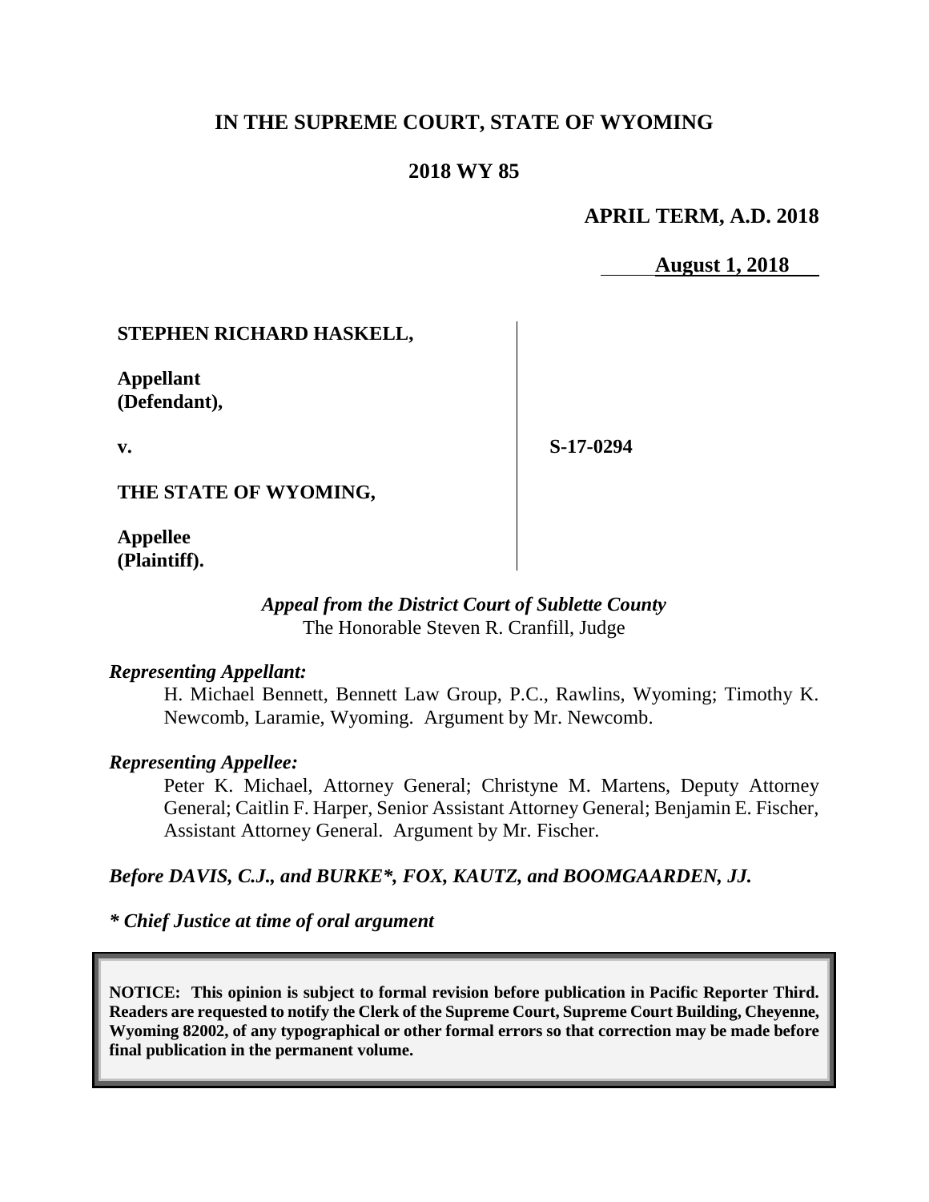# IN THE SUPREME COURT, STATE OF WYOMING

## 2018 WY 85

**APRIL TERM, A.D. 2018**

**August 1, 2018**

| | |
|---|---|
| **STEPHEN RICHARD HASKELL,**<br><br>**Appellant (Defendant),**<br><br>**v.**<br><br>**THE STATE OF WYOMING,**<br><br>**Appellee (Plaintiff).** | **S-17-0294** |

*Appeal from the District Court of Sublette County*
The Honorable Steven R. Cranfill, Judge

*Representing Appellant:*

H. Michael Bennett, Bennett Law Group, P.C., Rawlins, Wyoming; Timothy K. Newcomb, Laramie, Wyoming. Argument by Mr. Newcomb.

*Representing Appellee:*

Peter K. Michael, Attorney General; Christyne M. Martens, Deputy Attorney General; Caitlin F. Harper, Senior Assistant Attorney General; Benjamin E. Fischer, Assistant Attorney General. Argument by Mr. Fischer.

*Before DAVIS, C.J., and BURKE\*, FOX, KAUTZ, and BOOMGAARDEN, JJ.*

*\* Chief Justice at time of oral argument*

**NOTICE: This opinion is subject to formal revision before publication in Pacific Reporter Third. Readers are requested to notify the Clerk of the Supreme Court, Supreme Court Building, Cheyenne, Wyoming 82002, of any typographical or other formal errors so that correction may be made before final publication in the permanent volume.**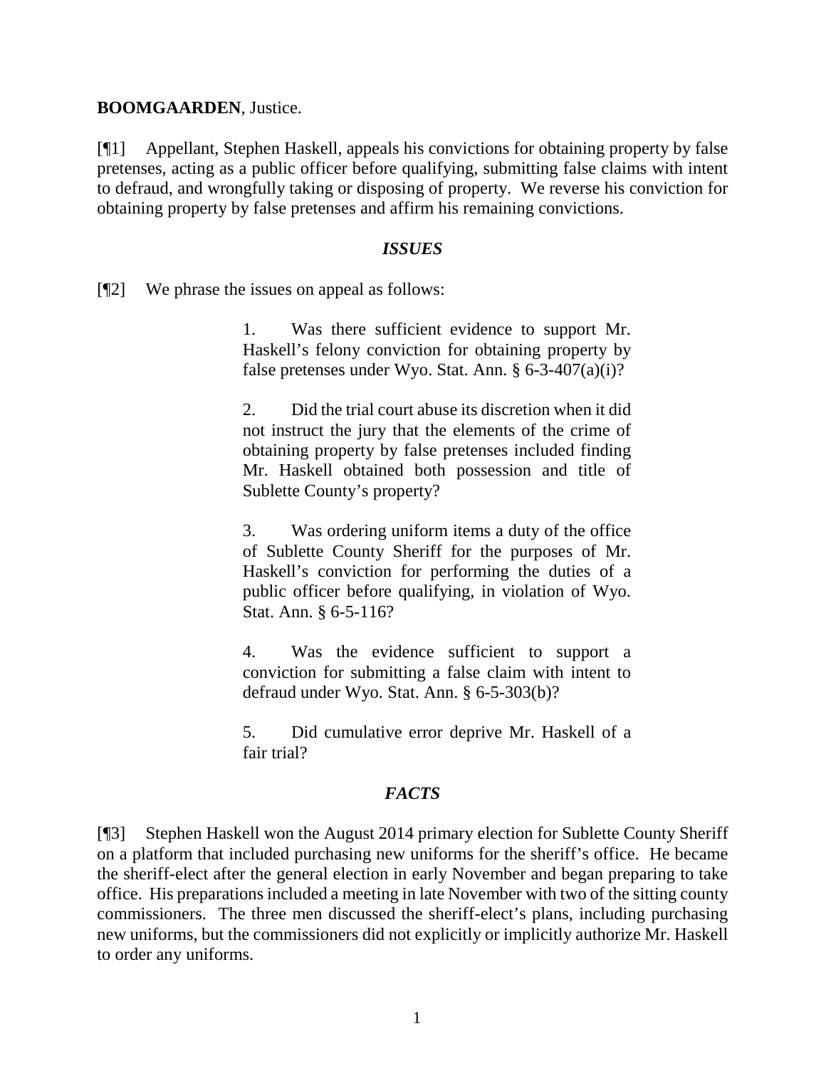**BOOMGAARDEN**, Justice.

[¶1] Appellant, Stephen Haskell, appeals his convictions for obtaining property by false pretenses, acting as a public officer before qualifying, submitting false claims with intent to defraud, and wrongfully taking or disposing of property. We reverse his conviction for obtaining property by false pretenses and affirm his remaining convictions.

### *ISSUES*

[¶2] We phrase the issues on appeal as follows:

> 1. Was there sufficient evidence to support Mr. Haskell's felony conviction for obtaining property by false pretenses under Wyo. Stat. Ann. § 6-3-407(a)(i)?
>
> 2. Did the trial court abuse its discretion when it did not instruct the jury that the elements of the crime of obtaining property by false pretenses included finding Mr. Haskell obtained both possession and title of Sublette County's property?
>
> 3. Was ordering uniform items a duty of the office of Sublette County Sheriff for the purposes of Mr. Haskell's conviction for performing the duties of a public officer before qualifying, in violation of Wyo. Stat. Ann. § 6-5-116?
>
> 4. Was the evidence sufficient to support a conviction for submitting a false claim with intent to defraud under Wyo. Stat. Ann. § 6-5-303(b)?
>
> 5. Did cumulative error deprive Mr. Haskell of a fair trial?

### *FACTS*

[¶3] Stephen Haskell won the August 2014 primary election for Sublette County Sheriff on a platform that included purchasing new uniforms for the sheriff's office. He became the sheriff-elect after the general election in early November and began preparing to take office. His preparations included a meeting in late November with two of the sitting county commissioners. The three men discussed the sheriff-elect's plans, including purchasing new uniforms, but the commissioners did not explicitly or implicitly authorize Mr. Haskell to order any uniforms.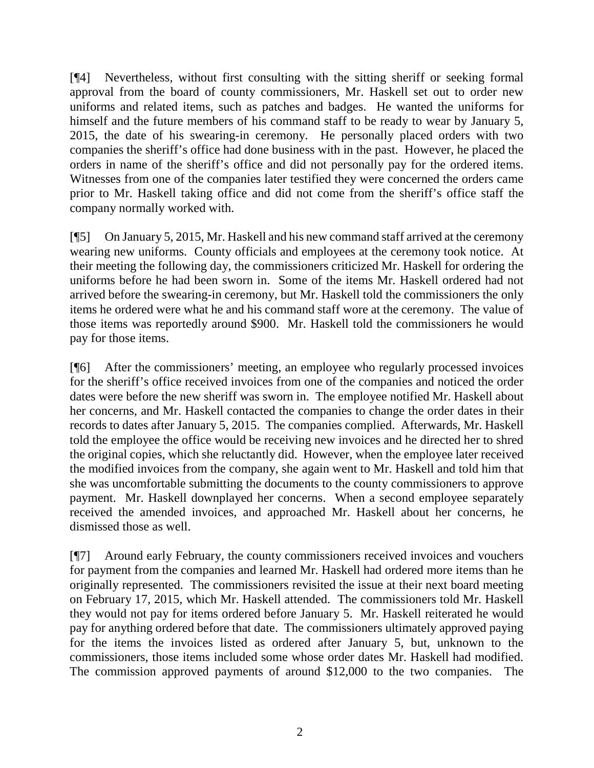[¶4] Nevertheless, without first consulting with the sitting sheriff or seeking formal approval from the board of county commissioners, Mr. Haskell set out to order new uniforms and related items, such as patches and badges. He wanted the uniforms for himself and the future members of his command staff to be ready to wear by January 5, 2015, the date of his swearing-in ceremony. He personally placed orders with two companies the sheriff's office had done business with in the past. However, he placed the orders in name of the sheriff's office and did not personally pay for the ordered items. Witnesses from one of the companies later testified they were concerned the orders came prior to Mr. Haskell taking office and did not come from the sheriff's office staff the company normally worked with.

[¶5] On January 5, 2015, Mr. Haskell and his new command staff arrived at the ceremony wearing new uniforms. County officials and employees at the ceremony took notice. At their meeting the following day, the commissioners criticized Mr. Haskell for ordering the uniforms before he had been sworn in. Some of the items Mr. Haskell ordered had not arrived before the swearing-in ceremony, but Mr. Haskell told the commissioners the only items he ordered were what he and his command staff wore at the ceremony. The value of those items was reportedly around $900. Mr. Haskell told the commissioners he would pay for those items.

[¶6] After the commissioners' meeting, an employee who regularly processed invoices for the sheriff's office received invoices from one of the companies and noticed the order dates were before the new sheriff was sworn in. The employee notified Mr. Haskell about her concerns, and Mr. Haskell contacted the companies to change the order dates in their records to dates after January 5, 2015. The companies complied. Afterwards, Mr. Haskell told the employee the office would be receiving new invoices and he directed her to shred the original copies, which she reluctantly did. However, when the employee later received the modified invoices from the company, she again went to Mr. Haskell and told him that she was uncomfortable submitting the documents to the county commissioners to approve payment. Mr. Haskell downplayed her concerns. When a second employee separately received the amended invoices, and approached Mr. Haskell about her concerns, he dismissed those as well.

[¶7] Around early February, the county commissioners received invoices and vouchers for payment from the companies and learned Mr. Haskell had ordered more items than he originally represented. The commissioners revisited the issue at their next board meeting on February 17, 2015, which Mr. Haskell attended. The commissioners told Mr. Haskell they would not pay for items ordered before January 5. Mr. Haskell reiterated he would pay for anything ordered before that date. The commissioners ultimately approved paying for the items the invoices listed as ordered after January 5, but, unknown to the commissioners, those items included some whose order dates Mr. Haskell had modified. The commission approved payments of around $12,000 to the two companies. The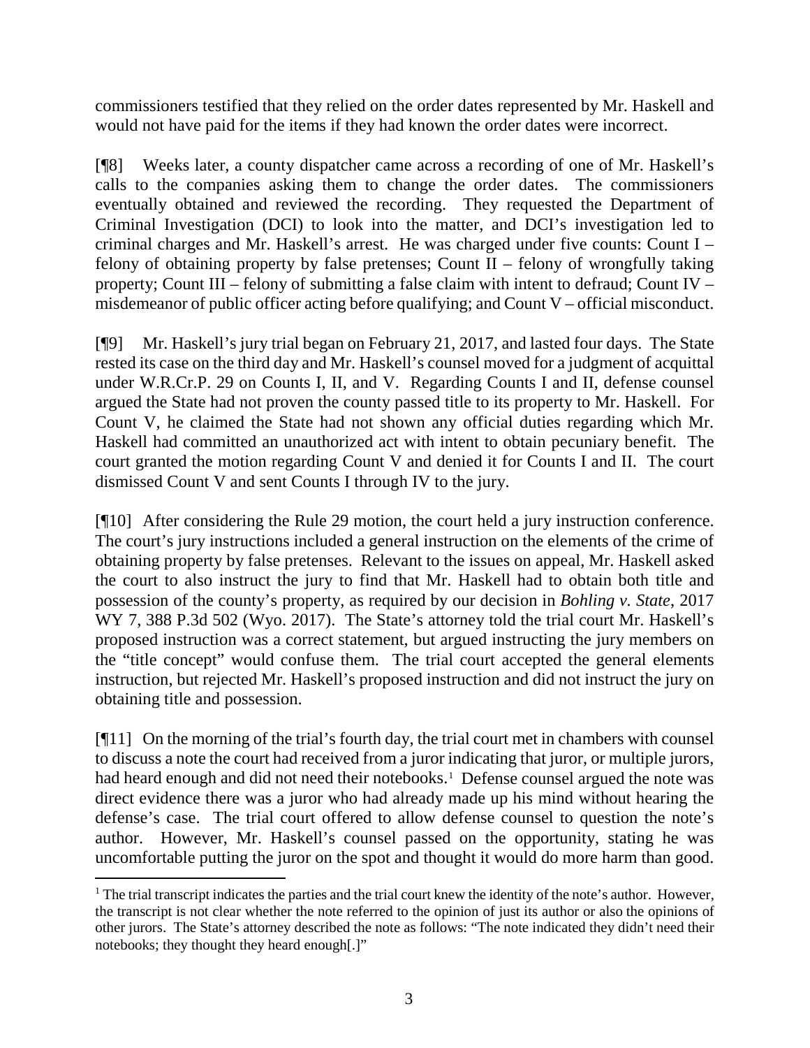commissioners testified that they relied on the order dates represented by Mr. Haskell and would not have paid for the items if they had known the order dates were incorrect.

[¶8] Weeks later, a county dispatcher came across a recording of one of Mr. Haskell's calls to the companies asking them to change the order dates. The commissioners eventually obtained and reviewed the recording. They requested the Department of Criminal Investigation (DCI) to look into the matter, and DCI's investigation led to criminal charges and Mr. Haskell's arrest. He was charged under five counts: Count I – felony of obtaining property by false pretenses; Count II – felony of wrongfully taking property; Count III – felony of submitting a false claim with intent to defraud; Count IV – misdemeanor of public officer acting before qualifying; and Count V – official misconduct.

[¶9] Mr. Haskell's jury trial began on February 21, 2017, and lasted four days. The State rested its case on the third day and Mr. Haskell's counsel moved for a judgment of acquittal under W.R.Cr.P. 29 on Counts I, II, and V. Regarding Counts I and II, defense counsel argued the State had not proven the county passed title to its property to Mr. Haskell. For Count V, he claimed the State had not shown any official duties regarding which Mr. Haskell had committed an unauthorized act with intent to obtain pecuniary benefit. The court granted the motion regarding Count V and denied it for Counts I and II. The court dismissed Count V and sent Counts I through IV to the jury.

[¶10] After considering the Rule 29 motion, the court held a jury instruction conference. The court's jury instructions included a general instruction on the elements of the crime of obtaining property by false pretenses. Relevant to the issues on appeal, Mr. Haskell asked the court to also instruct the jury to find that Mr. Haskell had to obtain both title and possession of the county's property, as required by our decision in *Bohling v. State*, 2017 WY 7, 388 P.3d 502 (Wyo. 2017). The State's attorney told the trial court Mr. Haskell's proposed instruction was a correct statement, but argued instructing the jury members on the "title concept" would confuse them. The trial court accepted the general elements instruction, but rejected Mr. Haskell's proposed instruction and did not instruct the jury on obtaining title and possession.

[¶11] On the morning of the trial's fourth day, the trial court met in chambers with counsel to discuss a note the court had received from a juror indicating that juror, or multiple jurors, had heard enough and did not need their notebooks.[1] Defense counsel argued the note was direct evidence there was a juror who had already made up his mind without hearing the defense's case. The trial court offered to allow defense counsel to question the note's author. However, Mr. Haskell's counsel passed on the opportunity, stating he was uncomfortable putting the juror on the spot and thought it would do more harm than good.

[1] The trial transcript indicates the parties and the trial court knew the identity of the note's author. However, the transcript is not clear whether the note referred to the opinion of just its author or also the opinions of other jurors. The State's attorney described the note as follows: "The note indicated they didn't need their notebooks; they thought they heard enough[.]"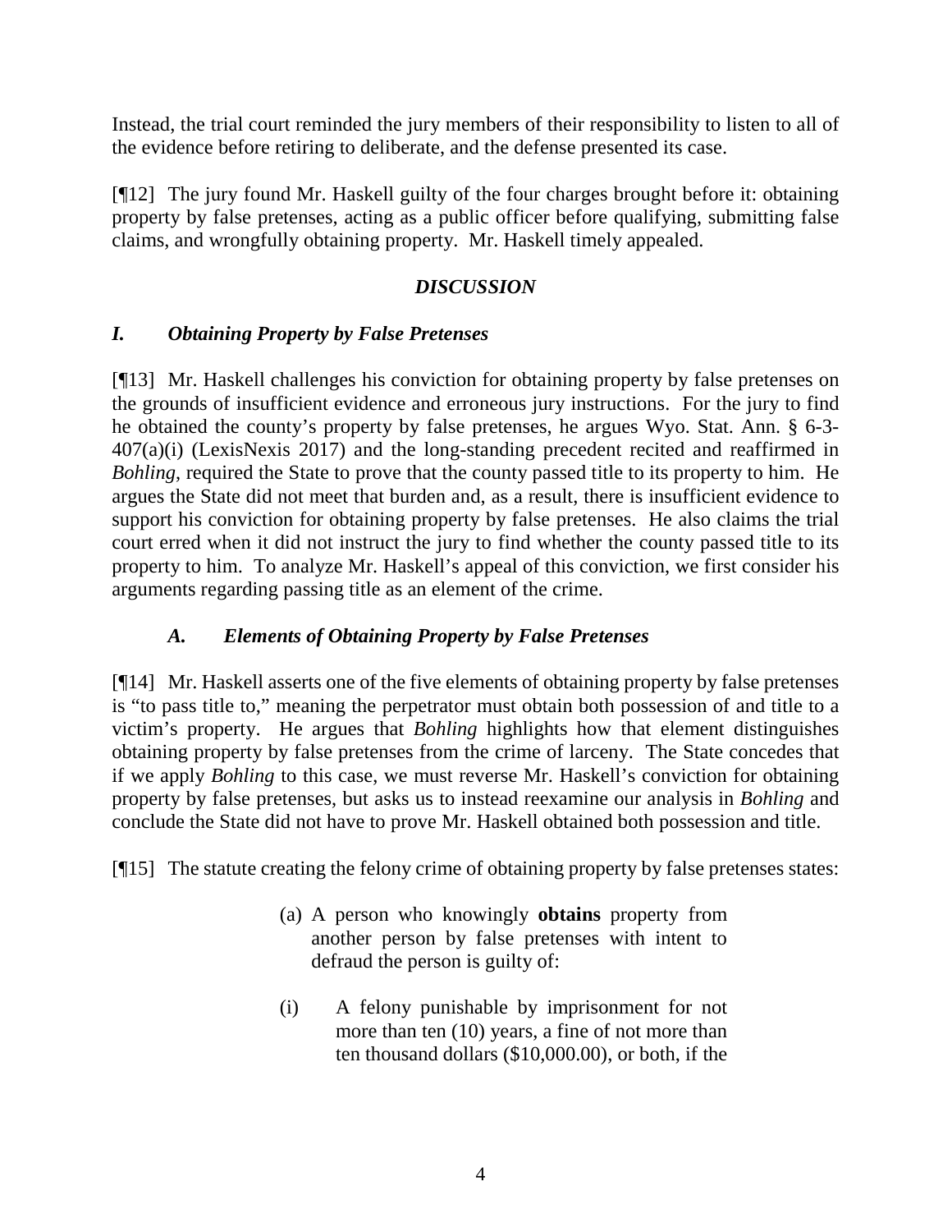Instead, the trial court reminded the jury members of their responsibility to listen to all of the evidence before retiring to deliberate, and the defense presented its case.

[¶12] The jury found Mr. Haskell guilty of the four charges brought before it: obtaining property by false pretenses, acting as a public officer before qualifying, submitting false claims, and wrongfully obtaining property. Mr. Haskell timely appealed.

## *DISCUSSION*

### *I. Obtaining Property by False Pretenses*

[¶13] Mr. Haskell challenges his conviction for obtaining property by false pretenses on the grounds of insufficient evidence and erroneous jury instructions. For the jury to find he obtained the county's property by false pretenses, he argues Wyo. Stat. Ann. § 6-3-407(a)(i) (LexisNexis 2017) and the long-standing precedent recited and reaffirmed in *Bohling*, required the State to prove that the county passed title to its property to him. He argues the State did not meet that burden and, as a result, there is insufficient evidence to support his conviction for obtaining property by false pretenses. He also claims the trial court erred when it did not instruct the jury to find whether the county passed title to its property to him. To analyze Mr. Haskell's appeal of this conviction, we first consider his arguments regarding passing title as an element of the crime.

#### *A. Elements of Obtaining Property by False Pretenses*

[¶14] Mr. Haskell asserts one of the five elements of obtaining property by false pretenses is "to pass title to," meaning the perpetrator must obtain both possession of and title to a victim's property. He argues that *Bohling* highlights how that element distinguishes obtaining property by false pretenses from the crime of larceny. The State concedes that if we apply *Bohling* to this case, we must reverse Mr. Haskell's conviction for obtaining property by false pretenses, but asks us to instead reexamine our analysis in *Bohling* and conclude the State did not have to prove Mr. Haskell obtained both possession and title.

[¶15] The statute creating the felony crime of obtaining property by false pretenses states:

> (a) A person who knowingly **obtains** property from another person by false pretenses with intent to defraud the person is guilty of:
>
> (i) A felony punishable by imprisonment for not more than ten (10) years, a fine of not more than ten thousand dollars ($10,000.00), or both, if the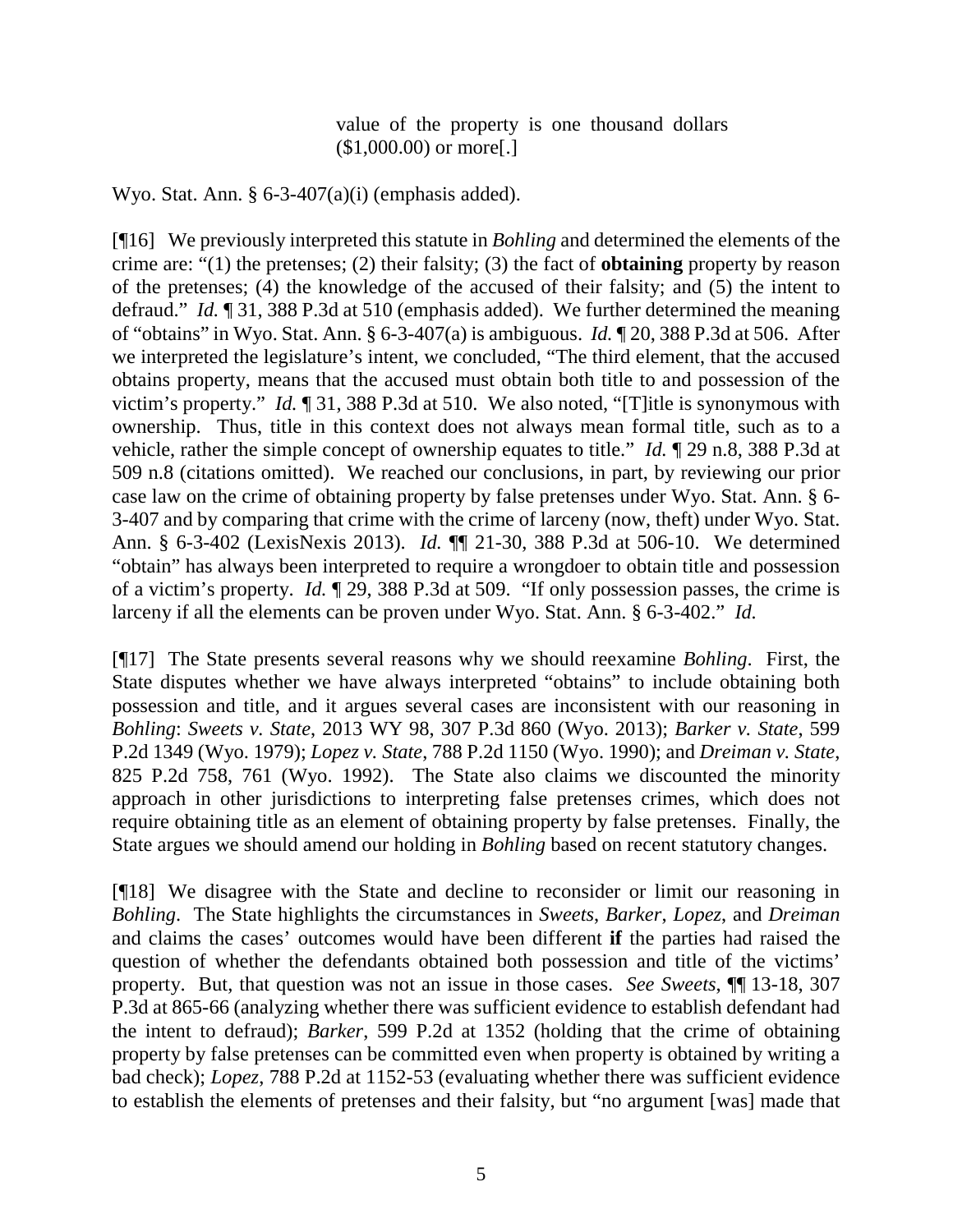> value of the property is one thousand dollars ($1,000.00) or more[.]

Wyo. Stat. Ann. § 6-3-407(a)(i) (emphasis added).

[¶16] We previously interpreted this statute in *Bohling* and determined the elements of the crime are: "(1) the pretenses; (2) their falsity; (3) the fact of **obtaining** property by reason of the pretenses; (4) the knowledge of the accused of their falsity; and (5) the intent to defraud." *Id.* ¶ 31, 388 P.3d at 510 (emphasis added). We further determined the meaning of "obtains" in Wyo. Stat. Ann. § 6-3-407(a) is ambiguous. *Id.* ¶ 20, 388 P.3d at 506. After we interpreted the legislature's intent, we concluded, "The third element, that the accused obtains property, means that the accused must obtain both title to and possession of the victim's property." *Id.* ¶ 31, 388 P.3d at 510. We also noted, "[T]itle is synonymous with ownership. Thus, title in this context does not always mean formal title, such as to a vehicle, rather the simple concept of ownership equates to title." *Id.* ¶ 29 n.8, 388 P.3d at 509 n.8 (citations omitted). We reached our conclusions, in part, by reviewing our prior case law on the crime of obtaining property by false pretenses under Wyo. Stat. Ann. § 6-3-407 and by comparing that crime with the crime of larceny (now, theft) under Wyo. Stat. Ann. § 6-3-402 (LexisNexis 2013). *Id.* ¶¶ 21-30, 388 P.3d at 506-10. We determined "obtain" has always been interpreted to require a wrongdoer to obtain title and possession of a victim's property. *Id.* ¶ 29, 388 P.3d at 509. "If only possession passes, the crime is larceny if all the elements can be proven under Wyo. Stat. Ann. § 6-3-402." *Id.*

[¶17] The State presents several reasons why we should reexamine *Bohling*. First, the State disputes whether we have always interpreted "obtains" to include obtaining both possession and title, and it argues several cases are inconsistent with our reasoning in *Bohling*: *Sweets v. State*, 2013 WY 98, 307 P.3d 860 (Wyo. 2013); *Barker v. State*, 599 P.2d 1349 (Wyo. 1979); *Lopez v. State*, 788 P.2d 1150 (Wyo. 1990); and *Dreiman v. State*, 825 P.2d 758, 761 (Wyo. 1992). The State also claims we discounted the minority approach in other jurisdictions to interpreting false pretenses crimes, which does not require obtaining title as an element of obtaining property by false pretenses. Finally, the State argues we should amend our holding in *Bohling* based on recent statutory changes.

[¶18] We disagree with the State and decline to reconsider or limit our reasoning in *Bohling*. The State highlights the circumstances in *Sweets*, *Barker*, *Lopez*, and *Dreiman* and claims the cases' outcomes would have been different **if** the parties had raised the question of whether the defendants obtained both possession and title of the victims' property. But, that question was not an issue in those cases. *See Sweets*, ¶¶ 13-18, 307 P.3d at 865-66 (analyzing whether there was sufficient evidence to establish defendant had the intent to defraud); *Barker*, 599 P.2d at 1352 (holding that the crime of obtaining property by false pretenses can be committed even when property is obtained by writing a bad check); *Lopez*, 788 P.2d at 1152-53 (evaluating whether there was sufficient evidence to establish the elements of pretenses and their falsity, but "no argument [was] made that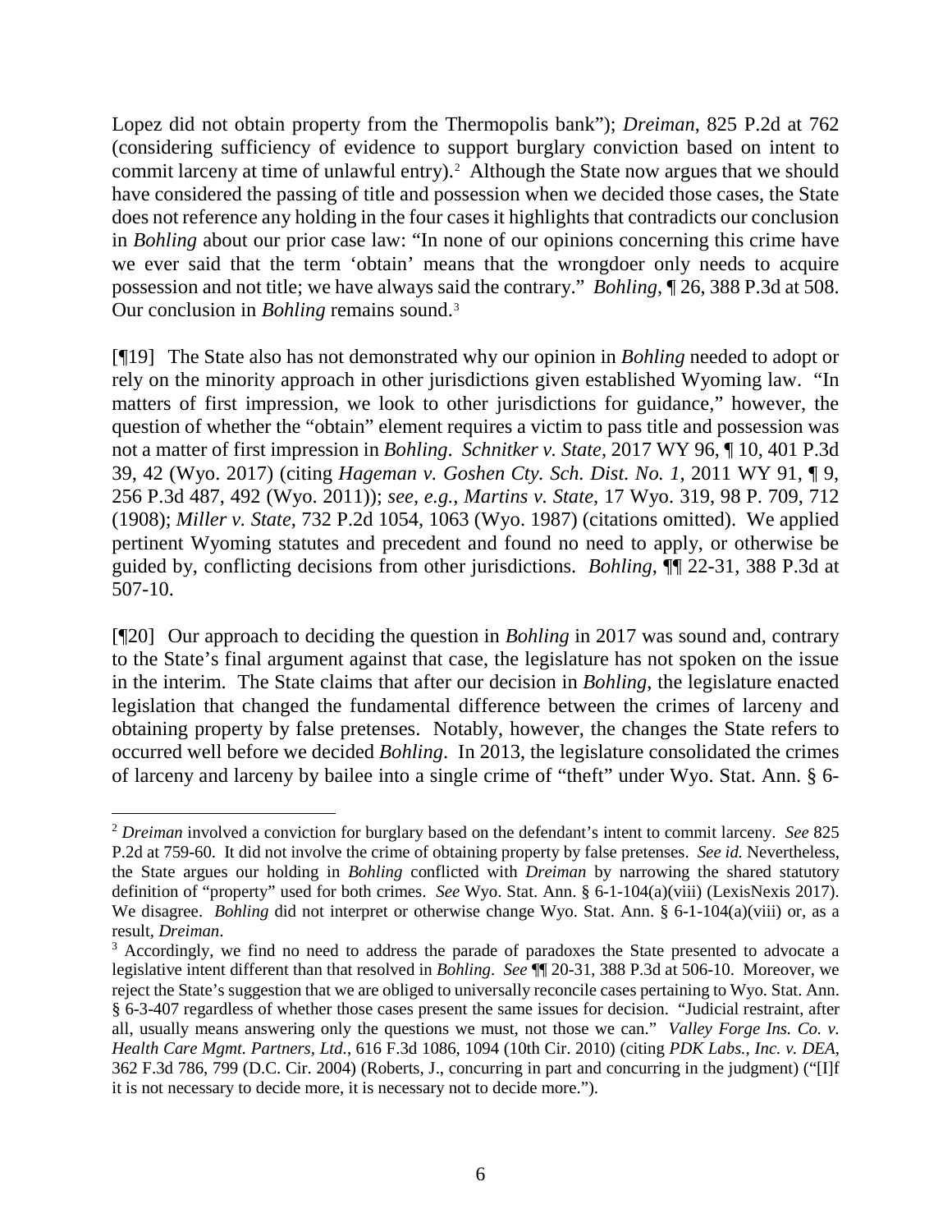Lopez did not obtain property from the Thermopolis bank"); *Dreiman*, 825 P.2d at 762 (considering sufficiency of evidence to support burglary conviction based on intent to commit larceny at time of unlawful entry).[2] Although the State now argues that we should have considered the passing of title and possession when we decided those cases, the State does not reference any holding in the four cases it highlights that contradicts our conclusion in *Bohling* about our prior case law: "In none of our opinions concerning this crime have we ever said that the term 'obtain' means that the wrongdoer only needs to acquire possession and not title; we have always said the contrary." *Bohling*, ¶ 26, 388 P.3d at 508. Our conclusion in *Bohling* remains sound.[3]

[¶19] The State also has not demonstrated why our opinion in *Bohling* needed to adopt or rely on the minority approach in other jurisdictions given established Wyoming law. "In matters of first impression, we look to other jurisdictions for guidance," however, the question of whether the "obtain" element requires a victim to pass title and possession was not a matter of first impression in *Bohling*. *Schnitker v. State*, 2017 WY 96, ¶ 10, 401 P.3d 39, 42 (Wyo. 2017) (citing *Hageman v. Goshen Cty. Sch. Dist. No. 1*, 2011 WY 91, ¶ 9, 256 P.3d 487, 492 (Wyo. 2011)); *see, e.g.*, *Martins v. State*, 17 Wyo. 319, 98 P. 709, 712 (1908); *Miller v. State*, 732 P.2d 1054, 1063 (Wyo. 1987) (citations omitted). We applied pertinent Wyoming statutes and precedent and found no need to apply, or otherwise be guided by, conflicting decisions from other jurisdictions. *Bohling*, ¶¶ 22-31, 388 P.3d at 507-10.

[¶20] Our approach to deciding the question in *Bohling* in 2017 was sound and, contrary to the State's final argument against that case, the legislature has not spoken on the issue in the interim. The State claims that after our decision in *Bohling*, the legislature enacted legislation that changed the fundamental difference between the crimes of larceny and obtaining property by false pretenses. Notably, however, the changes the State refers to occurred well before we decided *Bohling*. In 2013, the legislature consolidated the crimes of larceny and larceny by bailee into a single crime of "theft" under Wyo. Stat. Ann. § 6-

---

[2] *Dreiman* involved a conviction for burglary based on the defendant's intent to commit larceny. *See* 825 P.2d at 759-60. It did not involve the crime of obtaining property by false pretenses. *See id.* Nevertheless, the State argues our holding in *Bohling* conflicted with *Dreiman* by narrowing the shared statutory definition of "property" used for both crimes. *See* Wyo. Stat. Ann. § 6-1-104(a)(viii) (LexisNexis 2017). We disagree. *Bohling* did not interpret or otherwise change Wyo. Stat. Ann. § 6-1-104(a)(viii) or, as a result, *Dreiman*.

[3] Accordingly, we find no need to address the parade of paradoxes the State presented to advocate a legislative intent different than that resolved in *Bohling*. *See* ¶¶ 20-31, 388 P.3d at 506-10. Moreover, we reject the State's suggestion that we are obliged to universally reconcile cases pertaining to Wyo. Stat. Ann. § 6-3-407 regardless of whether those cases present the same issues for decision. "Judicial restraint, after all, usually means answering only the questions we must, not those we can." *Valley Forge Ins. Co. v. Health Care Mgmt. Partners, Ltd.*, 616 F.3d 1086, 1094 (10th Cir. 2010) (citing *PDK Labs., Inc. v. DEA*, 362 F.3d 786, 799 (D.C. Cir. 2004) (Roberts, J., concurring in part and concurring in the judgment) ("[I]f it is not necessary to decide more, it is necessary not to decide more.").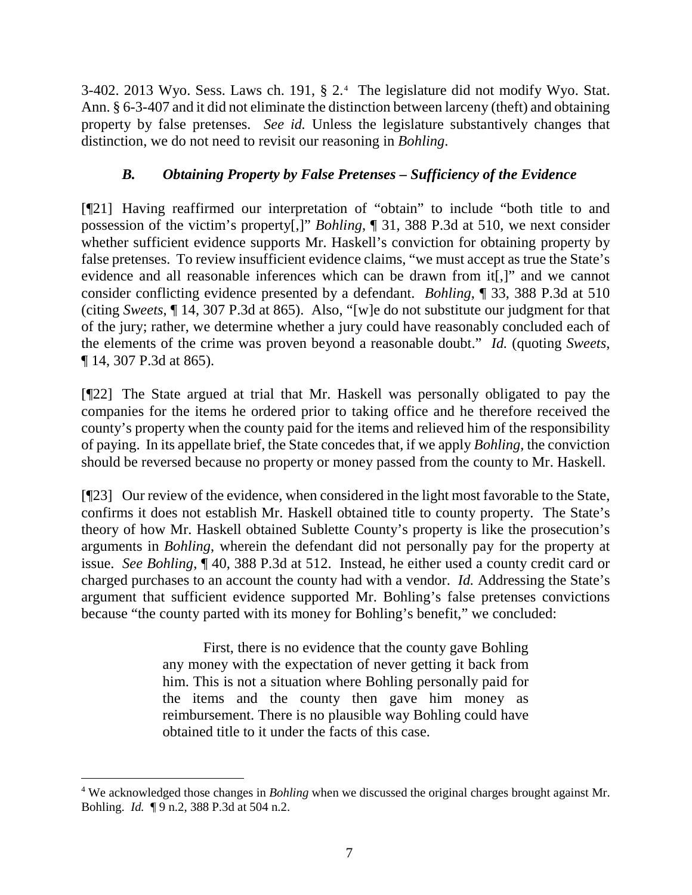3-402. 2013 Wyo. Sess. Laws ch. 191, § 2.[4] The legislature did not modify Wyo. Stat. Ann. § 6-3-407 and it did not eliminate the distinction between larceny (theft) and obtaining property by false pretenses. *See id.* Unless the legislature substantively changes that distinction, we do not need to revisit our reasoning in *Bohling*.

### *B. Obtaining Property by False Pretenses – Sufficiency of the Evidence*

[¶21] Having reaffirmed our interpretation of "obtain" to include "both title to and possession of the victim's property[,]" *Bohling*, ¶ 31, 388 P.3d at 510, we next consider whether sufficient evidence supports Mr. Haskell's conviction for obtaining property by false pretenses. To review insufficient evidence claims, "we must accept as true the State's evidence and all reasonable inferences which can be drawn from it[,]" and we cannot consider conflicting evidence presented by a defendant. *Bohling*, ¶ 33, 388 P.3d at 510 (citing *Sweets*, ¶ 14, 307 P.3d at 865). Also, "[w]e do not substitute our judgment for that of the jury; rather, we determine whether a jury could have reasonably concluded each of the elements of the crime was proven beyond a reasonable doubt." *Id.* (quoting *Sweets*, ¶ 14, 307 P.3d at 865).

[¶22] The State argued at trial that Mr. Haskell was personally obligated to pay the companies for the items he ordered prior to taking office and he therefore received the county's property when the county paid for the items and relieved him of the responsibility of paying. In its appellate brief, the State concedes that, if we apply *Bohling*, the conviction should be reversed because no property or money passed from the county to Mr. Haskell.

[¶23] Our review of the evidence, when considered in the light most favorable to the State, confirms it does not establish Mr. Haskell obtained title to county property. The State's theory of how Mr. Haskell obtained Sublette County's property is like the prosecution's arguments in *Bohling*, wherein the defendant did not personally pay for the property at issue. *See Bohling*, ¶ 40, 388 P.3d at 512. Instead, he either used a county credit card or charged purchases to an account the county had with a vendor. *Id.* Addressing the State's argument that sufficient evidence supported Mr. Bohling's false pretenses convictions because "the county parted with its money for Bohling's benefit," we concluded:

> First, there is no evidence that the county gave Bohling any money with the expectation of never getting it back from him. This is not a situation where Bohling personally paid for the items and the county then gave him money as reimbursement. There is no plausible way Bohling could have obtained title to it under the facts of this case.

---

[4] We acknowledged those changes in *Bohling* when we discussed the original charges brought against Mr. Bohling. *Id.* ¶ 9 n.2, 388 P.3d at 504 n.2.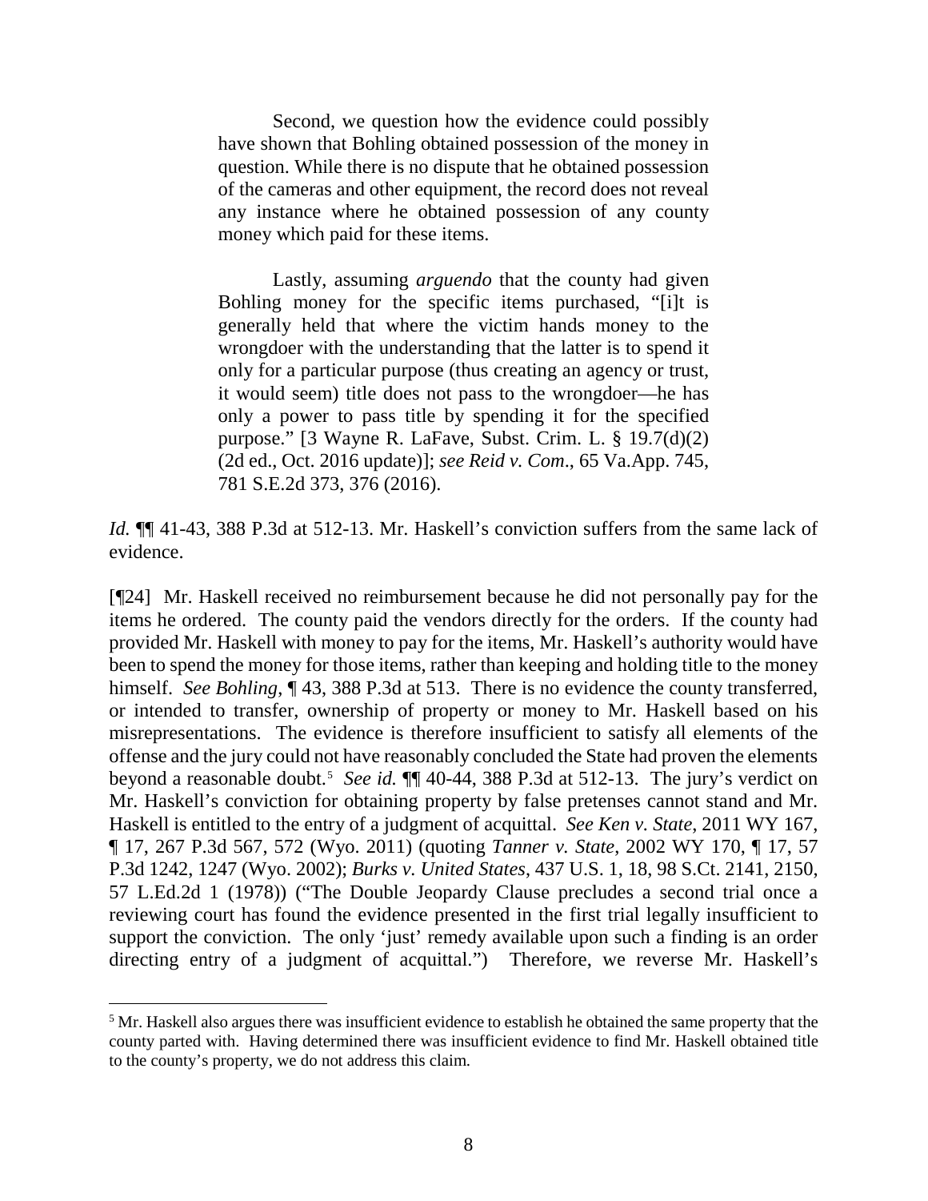> Second, we question how the evidence could possibly have shown that Bohling obtained possession of the money in question. While there is no dispute that he obtained possession of the cameras and other equipment, the record does not reveal any instance where he obtained possession of any county money which paid for these items.
>
> Lastly, assuming *arguendo* that the county had given Bohling money for the specific items purchased, "[i]t is generally held that where the victim hands money to the wrongdoer with the understanding that the latter is to spend it only for a particular purpose (thus creating an agency or trust, it would seem) title does not pass to the wrongdoer—he has only a power to pass title by spending it for the specified purpose." [3 Wayne R. LaFave, Subst. Crim. L. § 19.7(d)(2) (2d ed., Oct. 2016 update)]; *see Reid v. Com*., 65 Va.App. 745, 781 S.E.2d 373, 376 (2016).

*Id.* ¶¶ 41-43, 388 P.3d at 512-13. Mr. Haskell's conviction suffers from the same lack of evidence.

[¶24] Mr. Haskell received no reimbursement because he did not personally pay for the items he ordered. The county paid the vendors directly for the orders. If the county had provided Mr. Haskell with money to pay for the items, Mr. Haskell's authority would have been to spend the money for those items, rather than keeping and holding title to the money himself. *See Bohling*, ¶ 43, 388 P.3d at 513. There is no evidence the county transferred, or intended to transfer, ownership of property or money to Mr. Haskell based on his misrepresentations. The evidence is therefore insufficient to satisfy all elements of the offense and the jury could not have reasonably concluded the State had proven the elements beyond a reasonable doubt.[5] *See id.* ¶¶ 40-44, 388 P.3d at 512-13. The jury's verdict on Mr. Haskell's conviction for obtaining property by false pretenses cannot stand and Mr. Haskell is entitled to the entry of a judgment of acquittal. *See Ken v. State*, 2011 WY 167, ¶ 17, 267 P.3d 567, 572 (Wyo. 2011) (quoting *Tanner v. State*, 2002 WY 170, ¶ 17, 57 P.3d 1242, 1247 (Wyo. 2002); *Burks v. United States*, 437 U.S. 1, 18, 98 S.Ct. 2141, 2150, 57 L.Ed.2d 1 (1978)) ("The Double Jeopardy Clause precludes a second trial once a reviewing court has found the evidence presented in the first trial legally insufficient to support the conviction. The only 'just' remedy available upon such a finding is an order directing entry of a judgment of acquittal.") Therefore, we reverse Mr. Haskell's

---

[5] Mr. Haskell also argues there was insufficient evidence to establish he obtained the same property that the county parted with. Having determined there was insufficient evidence to find Mr. Haskell obtained title to the county's property, we do not address this claim.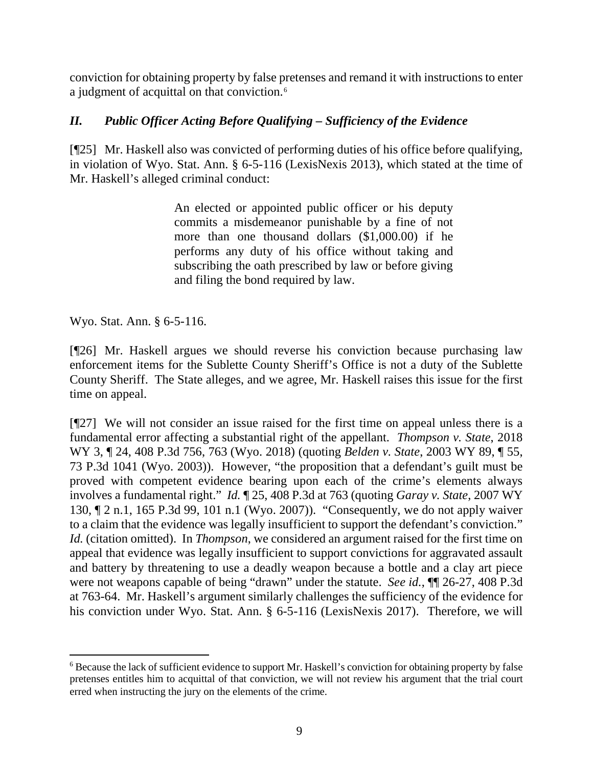conviction for obtaining property by false pretenses and remand it with instructions to enter a judgment of acquittal on that conviction.[6]

## *II. Public Officer Acting Before Qualifying – Sufficiency of the Evidence*

[¶25] Mr. Haskell also was convicted of performing duties of his office before qualifying, in violation of Wyo. Stat. Ann. § 6-5-116 (LexisNexis 2013), which stated at the time of Mr. Haskell's alleged criminal conduct:

> An elected or appointed public officer or his deputy commits a misdemeanor punishable by a fine of not more than one thousand dollars ($1,000.00) if he performs any duty of his office without taking and subscribing the oath prescribed by law or before giving and filing the bond required by law.

Wyo. Stat. Ann. § 6-5-116.

[¶26] Mr. Haskell argues we should reverse his conviction because purchasing law enforcement items for the Sublette County Sheriff's Office is not a duty of the Sublette County Sheriff. The State alleges, and we agree, Mr. Haskell raises this issue for the first time on appeal.

[¶27] We will not consider an issue raised for the first time on appeal unless there is a fundamental error affecting a substantial right of the appellant. *Thompson v. State*, 2018 WY 3, ¶ 24, 408 P.3d 756, 763 (Wyo. 2018) (quoting *Belden v. State*, 2003 WY 89, ¶ 55, 73 P.3d 1041 (Wyo. 2003)). However, "the proposition that a defendant's guilt must be proved with competent evidence bearing upon each of the crime's elements always involves a fundamental right." *Id.* ¶ 25, 408 P.3d at 763 (quoting *Garay v. State*, 2007 WY 130, ¶ 2 n.1, 165 P.3d 99, 101 n.1 (Wyo. 2007)). "Consequently, we do not apply waiver to a claim that the evidence was legally insufficient to support the defendant's conviction." *Id.* (citation omitted). In *Thompson*, we considered an argument raised for the first time on appeal that evidence was legally insufficient to support convictions for aggravated assault and battery by threatening to use a deadly weapon because a bottle and a clay art piece were not weapons capable of being "drawn" under the statute. *See id.*, ¶¶ 26-27, 408 P.3d at 763-64. Mr. Haskell's argument similarly challenges the sufficiency of the evidence for his conviction under Wyo. Stat. Ann. § 6-5-116 (LexisNexis 2017). Therefore, we will

---

[6] Because the lack of sufficient evidence to support Mr. Haskell's conviction for obtaining property by false pretenses entitles him to acquittal of that conviction, we will not review his argument that the trial court erred when instructing the jury on the elements of the crime.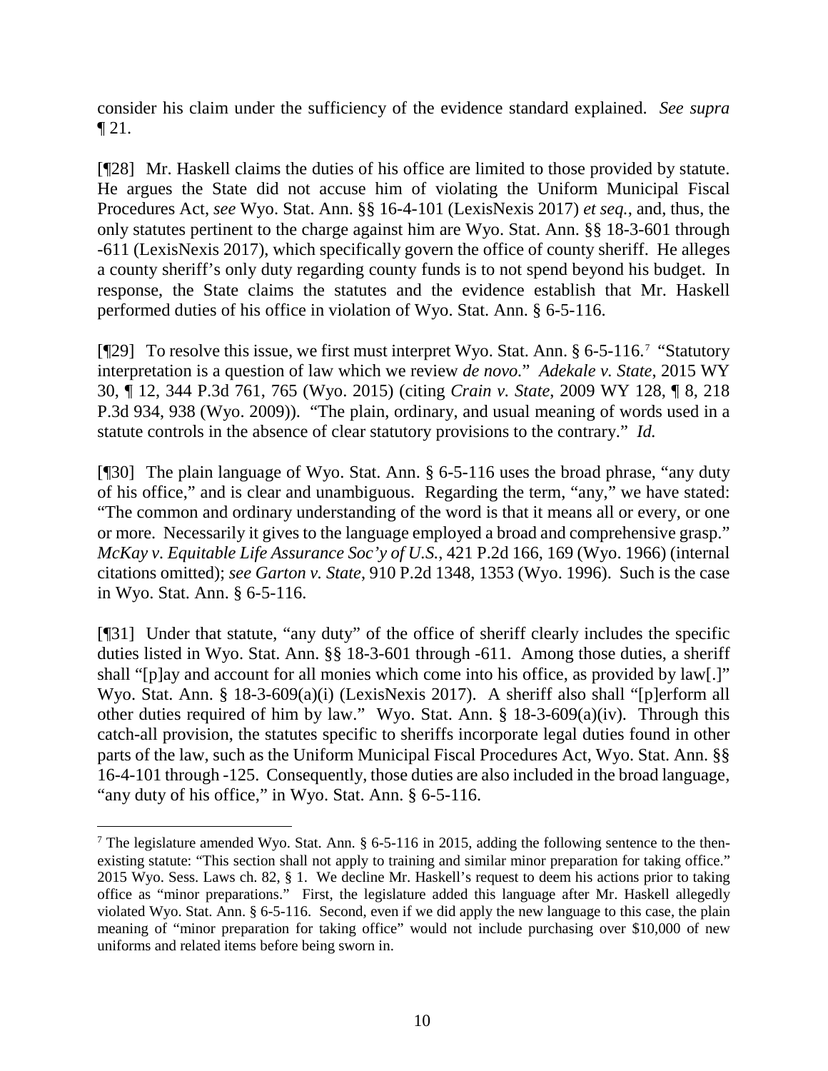consider his claim under the sufficiency of the evidence standard explained. *See supra* ¶ 21.

[¶28] Mr. Haskell claims the duties of his office are limited to those provided by statute. He argues the State did not accuse him of violating the Uniform Municipal Fiscal Procedures Act, *see* Wyo. Stat. Ann. §§ 16-4-101 (LexisNexis 2017) *et seq.*, and, thus, the only statutes pertinent to the charge against him are Wyo. Stat. Ann. §§ 18-3-601 through -611 (LexisNexis 2017), which specifically govern the office of county sheriff. He alleges a county sheriff's only duty regarding county funds is to not spend beyond his budget. In response, the State claims the statutes and the evidence establish that Mr. Haskell performed duties of his office in violation of Wyo. Stat. Ann. § 6-5-116.

[¶29] To resolve this issue, we first must interpret Wyo. Stat. Ann. § 6-5-116.[7] "Statutory interpretation is a question of law which we review *de novo*." *Adekale v. State*, 2015 WY 30, ¶ 12, 344 P.3d 761, 765 (Wyo. 2015) (citing *Crain v. State*, 2009 WY 128, ¶ 8, 218 P.3d 934, 938 (Wyo. 2009)). "The plain, ordinary, and usual meaning of words used in a statute controls in the absence of clear statutory provisions to the contrary." *Id.*

[¶30] The plain language of Wyo. Stat. Ann. § 6-5-116 uses the broad phrase, "any duty of his office," and is clear and unambiguous. Regarding the term, "any," we have stated: "The common and ordinary understanding of the word is that it means all or every, or one or more. Necessarily it gives to the language employed a broad and comprehensive grasp." *McKay v. Equitable Life Assurance Soc'y of U.S.*, 421 P.2d 166, 169 (Wyo. 1966) (internal citations omitted); *see Garton v. State*, 910 P.2d 1348, 1353 (Wyo. 1996). Such is the case in Wyo. Stat. Ann. § 6-5-116.

[¶31] Under that statute, "any duty" of the office of sheriff clearly includes the specific duties listed in Wyo. Stat. Ann. §§ 18-3-601 through -611. Among those duties, a sheriff shall "[p]ay and account for all monies which come into his office, as provided by law[.]" Wyo. Stat. Ann. § 18-3-609(a)(i) (LexisNexis 2017). A sheriff also shall "[p]erform all other duties required of him by law." Wyo. Stat. Ann. § 18-3-609(a)(iv). Through this catch-all provision, the statutes specific to sheriffs incorporate legal duties found in other parts of the law, such as the Uniform Municipal Fiscal Procedures Act, Wyo. Stat. Ann. §§ 16-4-101 through -125. Consequently, those duties are also included in the broad language, "any duty of his office," in Wyo. Stat. Ann. § 6-5-116.

---

[7] The legislature amended Wyo. Stat. Ann. § 6-5-116 in 2015, adding the following sentence to the then-existing statute: "This section shall not apply to training and similar minor preparation for taking office." 2015 Wyo. Sess. Laws ch. 82, § 1. We decline Mr. Haskell's request to deem his actions prior to taking office as "minor preparations." First, the legislature added this language after Mr. Haskell allegedly violated Wyo. Stat. Ann. § 6-5-116. Second, even if we did apply the new language to this case, the plain meaning of "minor preparation for taking office" would not include purchasing over $10,000 of new uniforms and related items before being sworn in.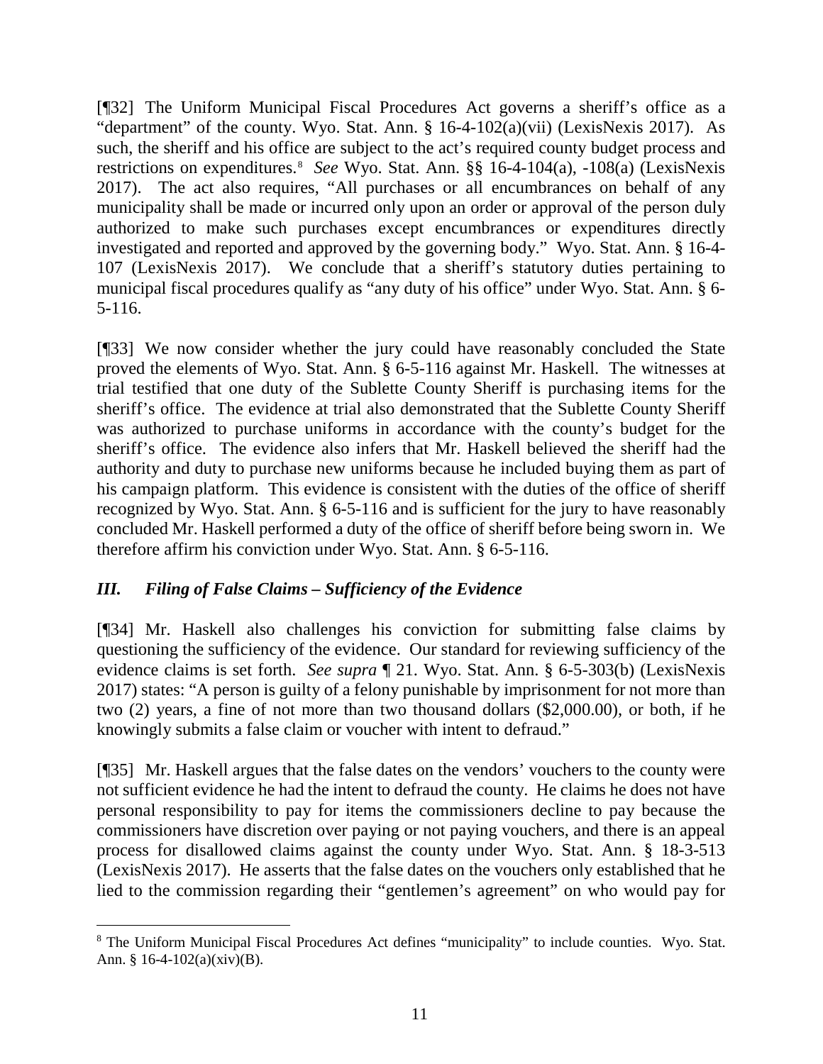[¶32] The Uniform Municipal Fiscal Procedures Act governs a sheriff's office as a "department" of the county. Wyo. Stat. Ann. § 16-4-102(a)(vii) (LexisNexis 2017). As such, the sheriff and his office are subject to the act's required county budget process and restrictions on expenditures.[8] *See* Wyo. Stat. Ann. §§ 16-4-104(a), -108(a) (LexisNexis 2017). The act also requires, "All purchases or all encumbrances on behalf of any municipality shall be made or incurred only upon an order or approval of the person duly authorized to make such purchases except encumbrances or expenditures directly investigated and reported and approved by the governing body." Wyo. Stat. Ann. § 16-4-107 (LexisNexis 2017). We conclude that a sheriff's statutory duties pertaining to municipal fiscal procedures qualify as "any duty of his office" under Wyo. Stat. Ann. § 6-5-116.

[¶33] We now consider whether the jury could have reasonably concluded the State proved the elements of Wyo. Stat. Ann. § 6-5-116 against Mr. Haskell. The witnesses at trial testified that one duty of the Sublette County Sheriff is purchasing items for the sheriff's office. The evidence at trial also demonstrated that the Sublette County Sheriff was authorized to purchase uniforms in accordance with the county's budget for the sheriff's office. The evidence also infers that Mr. Haskell believed the sheriff had the authority and duty to purchase new uniforms because he included buying them as part of his campaign platform. This evidence is consistent with the duties of the office of sheriff recognized by Wyo. Stat. Ann. § 6-5-116 and is sufficient for the jury to have reasonably concluded Mr. Haskell performed a duty of the office of sheriff before being sworn in. We therefore affirm his conviction under Wyo. Stat. Ann. § 6-5-116.

## *III. Filing of False Claims – Sufficiency of the Evidence*

[¶34] Mr. Haskell also challenges his conviction for submitting false claims by questioning the sufficiency of the evidence. Our standard for reviewing sufficiency of the evidence claims is set forth. *See supra* ¶ 21. Wyo. Stat. Ann. § 6-5-303(b) (LexisNexis 2017) states: "A person is guilty of a felony punishable by imprisonment for not more than two (2) years, a fine of not more than two thousand dollars ($2,000.00), or both, if he knowingly submits a false claim or voucher with intent to defraud."

[¶35] Mr. Haskell argues that the false dates on the vendors' vouchers to the county were not sufficient evidence he had the intent to defraud the county. He claims he does not have personal responsibility to pay for items the commissioners decline to pay because the commissioners have discretion over paying or not paying vouchers, and there is an appeal process for disallowed claims against the county under Wyo. Stat. Ann. § 18-3-513 (LexisNexis 2017). He asserts that the false dates on the vouchers only established that he lied to the commission regarding their "gentlemen's agreement" on who would pay for

---

[8] The Uniform Municipal Fiscal Procedures Act defines "municipality" to include counties. Wyo. Stat. Ann. § 16-4-102(a)(xiv)(B).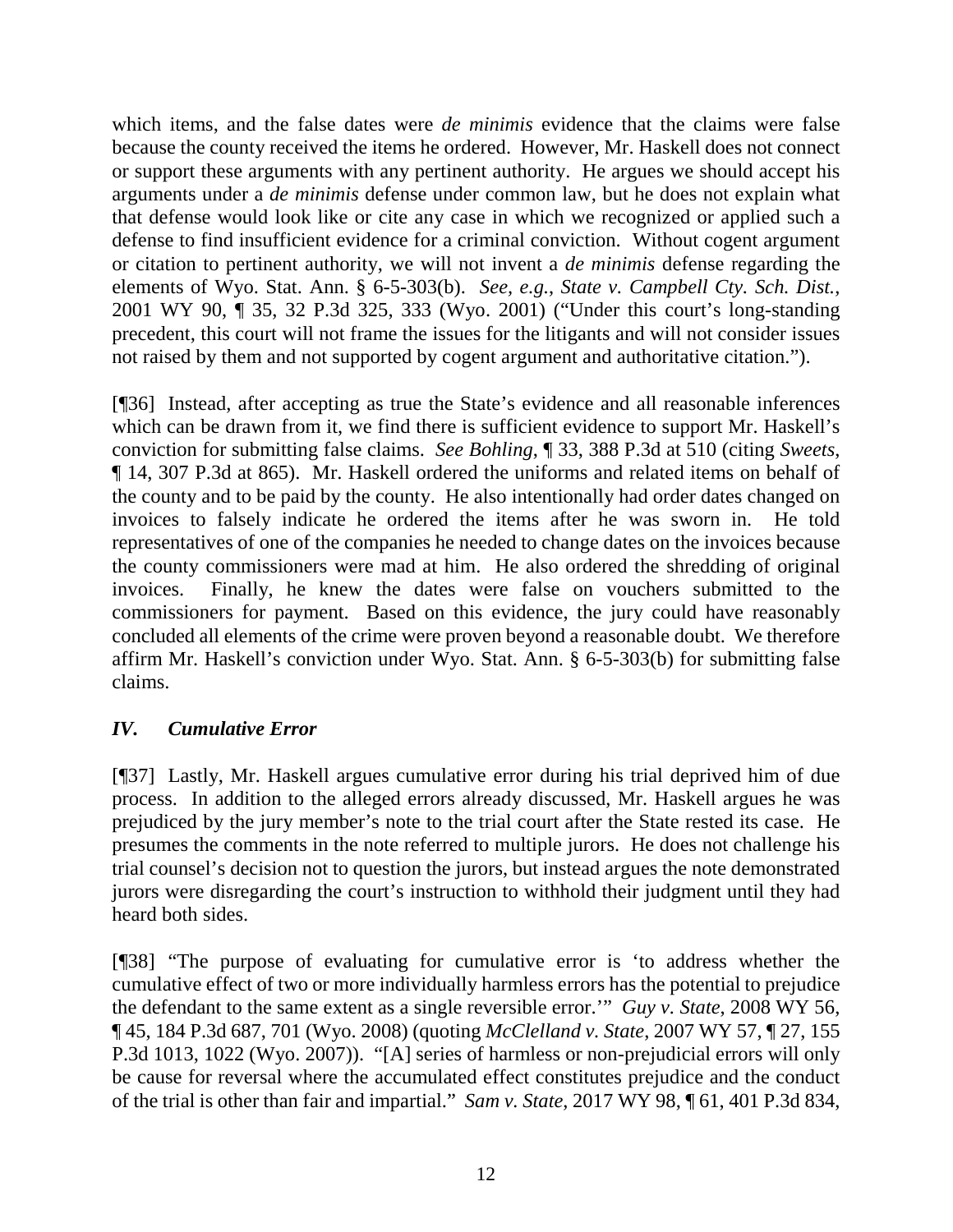which items, and the false dates were *de minimis* evidence that the claims were false because the county received the items he ordered. However, Mr. Haskell does not connect or support these arguments with any pertinent authority. He argues we should accept his arguments under a *de minimis* defense under common law, but he does not explain what that defense would look like or cite any case in which we recognized or applied such a defense to find insufficient evidence for a criminal conviction. Without cogent argument or citation to pertinent authority, we will not invent a *de minimis* defense regarding the elements of Wyo. Stat. Ann. § 6-5-303(b). *See, e.g.*, *State v. Campbell Cty. Sch. Dist.*, 2001 WY 90, ¶ 35, 32 P.3d 325, 333 (Wyo. 2001) ("Under this court's long-standing precedent, this court will not frame the issues for the litigants and will not consider issues not raised by them and not supported by cogent argument and authoritative citation.").

[¶36] Instead, after accepting as true the State's evidence and all reasonable inferences which can be drawn from it, we find there is sufficient evidence to support Mr. Haskell's conviction for submitting false claims. *See Bohling*, ¶ 33, 388 P.3d at 510 (citing *Sweets*, ¶ 14, 307 P.3d at 865). Mr. Haskell ordered the uniforms and related items on behalf of the county and to be paid by the county. He also intentionally had order dates changed on invoices to falsely indicate he ordered the items after he was sworn in. He told representatives of one of the companies he needed to change dates on the invoices because the county commissioners were mad at him. He also ordered the shredding of original invoices. Finally, he knew the dates were false on vouchers submitted to the commissioners for payment. Based on this evidence, the jury could have reasonably concluded all elements of the crime were proven beyond a reasonable doubt. We therefore affirm Mr. Haskell's conviction under Wyo. Stat. Ann. § 6-5-303(b) for submitting false claims.

### *IV. Cumulative Error*

[¶37] Lastly, Mr. Haskell argues cumulative error during his trial deprived him of due process. In addition to the alleged errors already discussed, Mr. Haskell argues he was prejudiced by the jury member's note to the trial court after the State rested its case. He presumes the comments in the note referred to multiple jurors. He does not challenge his trial counsel's decision not to question the jurors, but instead argues the note demonstrated jurors were disregarding the court's instruction to withhold their judgment until they had heard both sides.

[¶38] "The purpose of evaluating for cumulative error is 'to address whether the cumulative effect of two or more individually harmless errors has the potential to prejudice the defendant to the same extent as a single reversible error.'" *Guy v. State*, 2008 WY 56, ¶ 45, 184 P.3d 687, 701 (Wyo. 2008) (quoting *McClelland v. State*, 2007 WY 57, ¶ 27, 155 P.3d 1013, 1022 (Wyo. 2007)). "[A] series of harmless or non-prejudicial errors will only be cause for reversal where the accumulated effect constitutes prejudice and the conduct of the trial is other than fair and impartial." *Sam v. State*, 2017 WY 98, ¶ 61, 401 P.3d 834,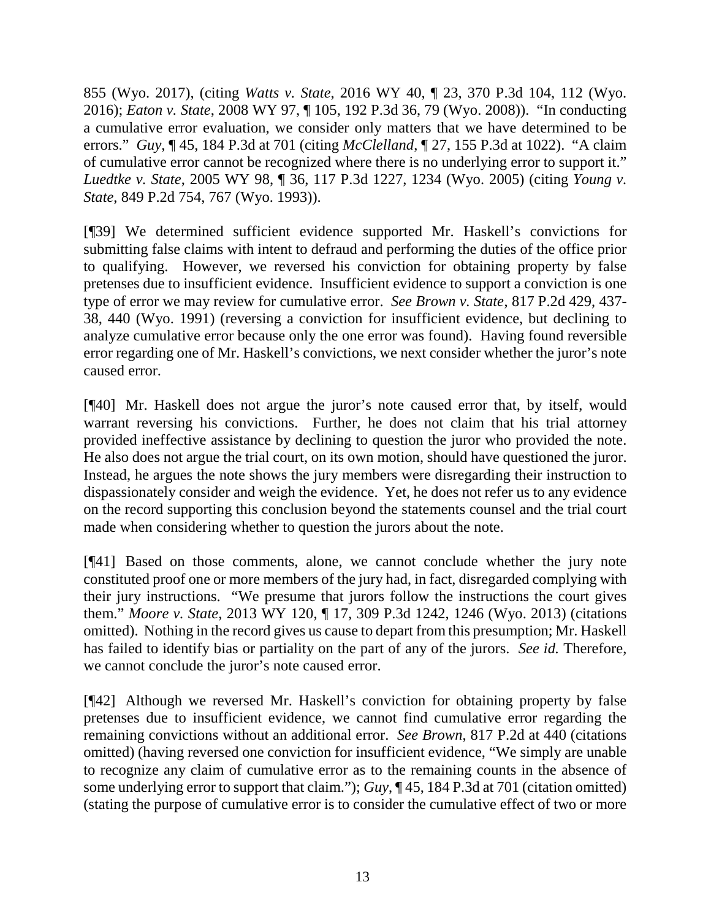855 (Wyo. 2017), (citing *Watts v. State*, 2016 WY 40, ¶ 23, 370 P.3d 104, 112 (Wyo. 2016); *Eaton v. State*, 2008 WY 97, ¶ 105, 192 P.3d 36, 79 (Wyo. 2008)). "In conducting a cumulative error evaluation, we consider only matters that we have determined to be errors." *Guy*, ¶ 45, 184 P.3d at 701 (citing *McClelland*, ¶ 27, 155 P.3d at 1022). "A claim of cumulative error cannot be recognized where there is no underlying error to support it." *Luedtke v. State*, 2005 WY 98, ¶ 36, 117 P.3d 1227, 1234 (Wyo. 2005) (citing *Young v. State*, 849 P.2d 754, 767 (Wyo. 1993)).

[¶39] We determined sufficient evidence supported Mr. Haskell's convictions for submitting false claims with intent to defraud and performing the duties of the office prior to qualifying. However, we reversed his conviction for obtaining property by false pretenses due to insufficient evidence. Insufficient evidence to support a conviction is one type of error we may review for cumulative error. *See Brown v. State*, 817 P.2d 429, 437-38, 440 (Wyo. 1991) (reversing a conviction for insufficient evidence, but declining to analyze cumulative error because only the one error was found). Having found reversible error regarding one of Mr. Haskell's convictions, we next consider whether the juror's note caused error.

[¶40] Mr. Haskell does not argue the juror's note caused error that, by itself, would warrant reversing his convictions. Further, he does not claim that his trial attorney provided ineffective assistance by declining to question the juror who provided the note. He also does not argue the trial court, on its own motion, should have questioned the juror. Instead, he argues the note shows the jury members were disregarding their instruction to dispassionately consider and weigh the evidence. Yet, he does not refer us to any evidence on the record supporting this conclusion beyond the statements counsel and the trial court made when considering whether to question the jurors about the note.

[¶41] Based on those comments, alone, we cannot conclude whether the jury note constituted proof one or more members of the jury had, in fact, disregarded complying with their jury instructions. "We presume that jurors follow the instructions the court gives them." *Moore v. State*, 2013 WY 120, ¶ 17, 309 P.3d 1242, 1246 (Wyo. 2013) (citations omitted). Nothing in the record gives us cause to depart from this presumption; Mr. Haskell has failed to identify bias or partiality on the part of any of the jurors. *See id.* Therefore, we cannot conclude the juror's note caused error.

[¶42] Although we reversed Mr. Haskell's conviction for obtaining property by false pretenses due to insufficient evidence, we cannot find cumulative error regarding the remaining convictions without an additional error. *See Brown*, 817 P.2d at 440 (citations omitted) (having reversed one conviction for insufficient evidence, "We simply are unable to recognize any claim of cumulative error as to the remaining counts in the absence of some underlying error to support that claim."); *Guy*, ¶ 45, 184 P.3d at 701 (citation omitted) (stating the purpose of cumulative error is to consider the cumulative effect of two or more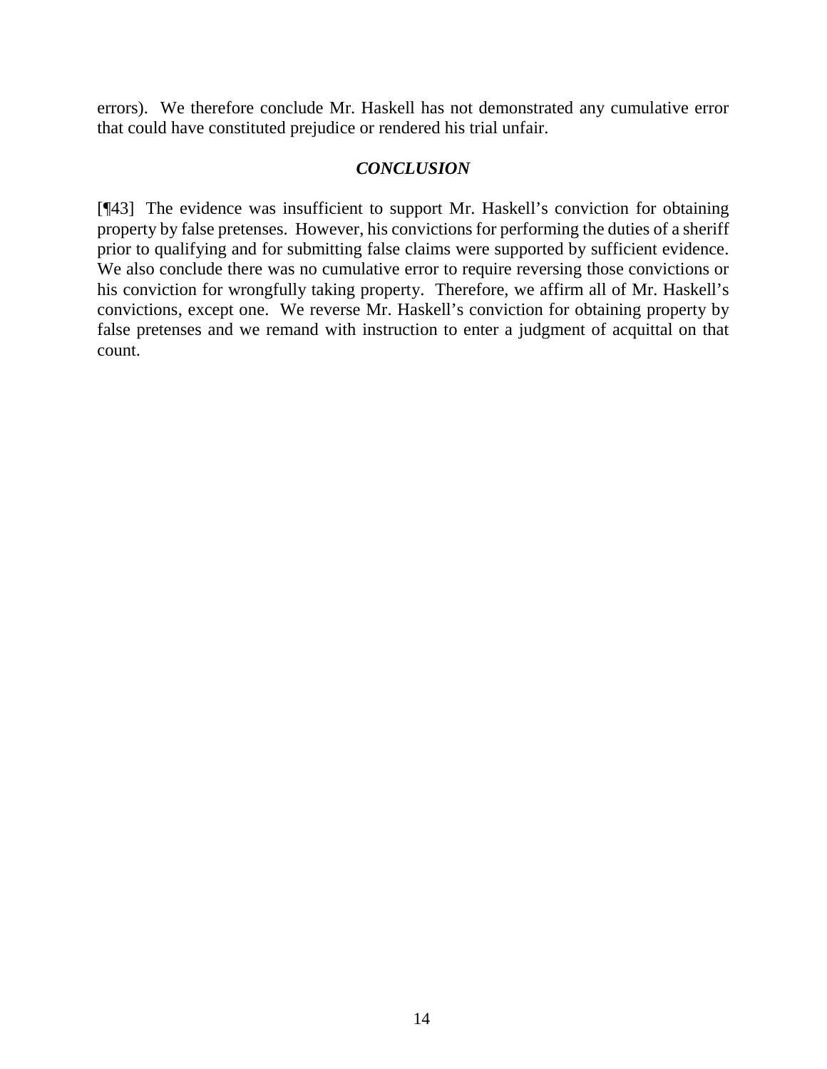errors). We therefore conclude Mr. Haskell has not demonstrated any cumulative error that could have constituted prejudice or rendered his trial unfair.

## *CONCLUSION*

[¶43] The evidence was insufficient to support Mr. Haskell's conviction for obtaining property by false pretenses. However, his convictions for performing the duties of a sheriff prior to qualifying and for submitting false claims were supported by sufficient evidence. We also conclude there was no cumulative error to require reversing those convictions or his conviction for wrongfully taking property. Therefore, we affirm all of Mr. Haskell's convictions, except one. We reverse Mr. Haskell's conviction for obtaining property by false pretenses and we remand with instruction to enter a judgment of acquittal on that count.